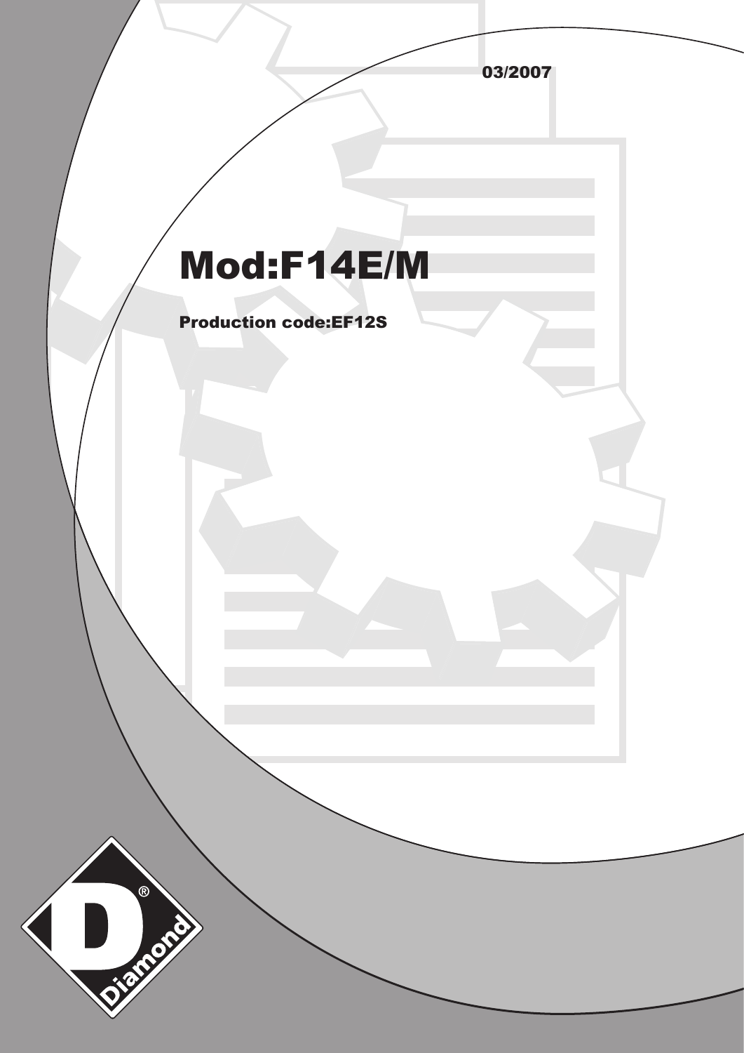03/2007

# Mod:F14E/M

**Production code:EF12S**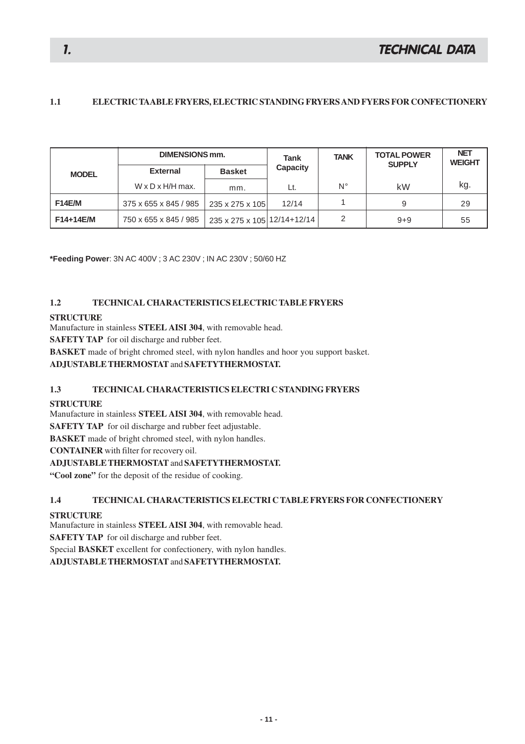# 1. TECHNICAL DATA

### 1.1 ELECTRIC TAABLE FRYERS, ELECTRIC STANDING FRYERS AND FYERS FOR CONFECTIONERY

| MODEL | DIMENSIONS mm. | | Tank Capacity | TANK | TOTAL POWER SUPPLY | NET WEIGHT |
|---|---|---|---|---|---|---|
| | External | Basket | | | | |
| | W x D x H/H max. | mm. | Lt. | N° | kW | kg. |
| **F14E/M** | 375 x 655 x 845 / 985 | 235 x 275 x 105 | 12/14 | 1 | 9 | 29 |
| **F14+14E/M** | 750 x 655 x 845 / 985 | 235 x 275 x 105 | 12/14+12/14 | 2 | 9+9 | 55 |

**\*Feeding Power**: 3N AC 400V ; 3 AC 230V ; IN AC 230V ; 50/60 HZ

### 1.2 TECHNICAL CHARACTERISTICS ELECTRIC TABLE FRYERS

**STRUCTURE**

Manufacture in stainless **STEEL AISI 304**, with removable head.

**SAFETY TAP** for oil discharge and rubber feet.

**BASKET** made of bright chromed steel, with nylon handles and hoor you support basket.

**ADJUSTABLE THERMOSTAT** and **SAFETYTHERMOSTAT.**

### 1.3 TECHNICAL CHARACTERISTICS ELECTRI C STANDING FRYERS

**STRUCTURE**

Manufacture in stainless **STEEL AISI 304**, with removable head.

**SAFETY TAP** for oil discharge and rubber feet adjustable.

**BASKET** made of bright chromed steel, with nylon handles.

**CONTAINER** with filter for recovery oil.

**ADJUSTABLE THERMOSTAT** and **SAFETYTHERMOSTAT.**

**"Cool zone"** for the deposit of the residue of cooking.

### 1.4 TECHNICAL CHARACTERISTICS ELECTRI C TABLE FRYERS FOR CONFECTIONERY

**STRUCTURE**

Manufacture in stainless **STEEL AISI 304**, with removable head.

**SAFETY TAP** for oil discharge and rubber feet.

Special **BASKET** excellent for confectionery, with nylon handles.

**ADJUSTABLE THERMOSTAT** and **SAFETYTHERMOSTAT.**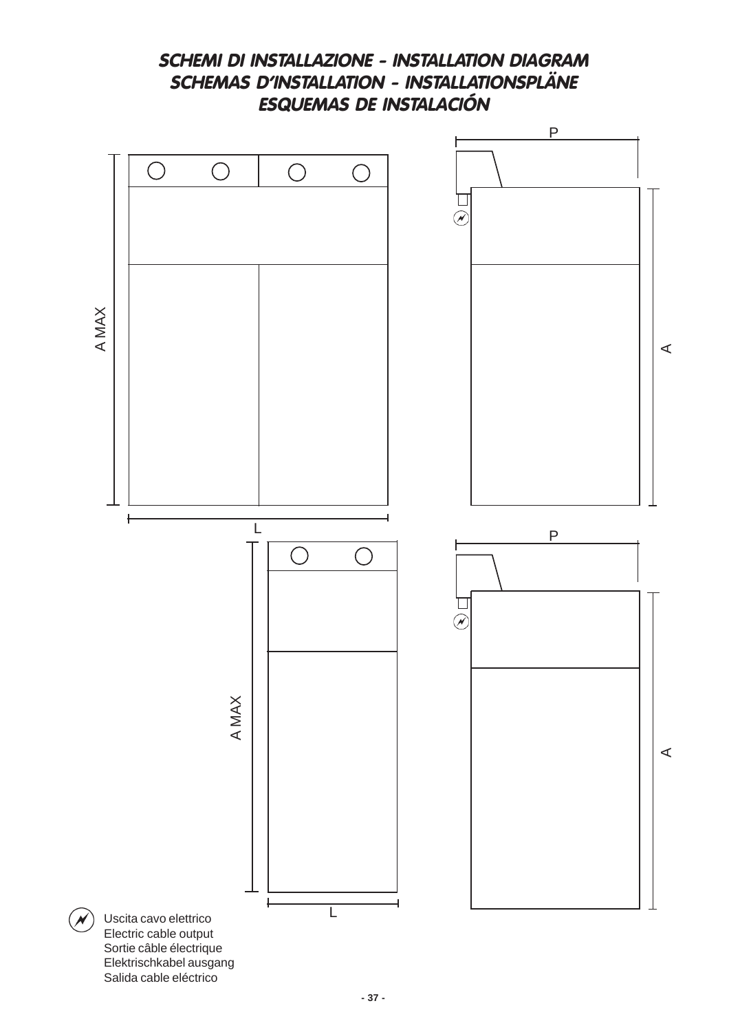# SCHEMI DI INSTALLAZIONE - INSTALLATION DIAGRAM
# SCHEMAS D'INSTALLATION - INSTALLATIONSPLÄNE
# ESQUEMAS DE INSTALACIÓN

P

A MAX

A

L

P

A MAX

A

L

Uscita cavo elettrico
Electric cable output
Sortie câble électrique
Elektrischkabel ausgang
Salida cable eléctrico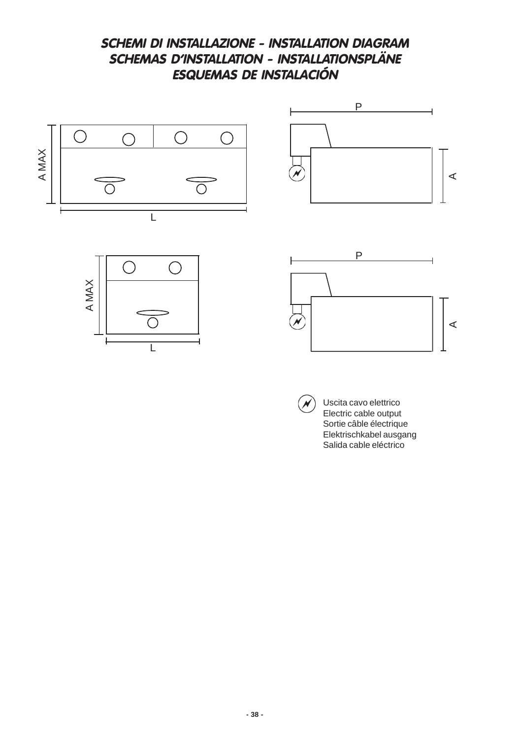# SCHEMI DI INSTALLAZIONE - INSTALLATION DIAGRAM
# SCHEMAS D'INSTALLATION - INSTALLATIONSPLÄNE
# ESQUEMAS DE INSTALACIÓN

A MAX

L

P

A

A MAX

L

P

A

Uscita cavo elettrico
Electric cable output
Sortie câble électrique
Elektrischkabel ausgang
Salida cable eléctrico